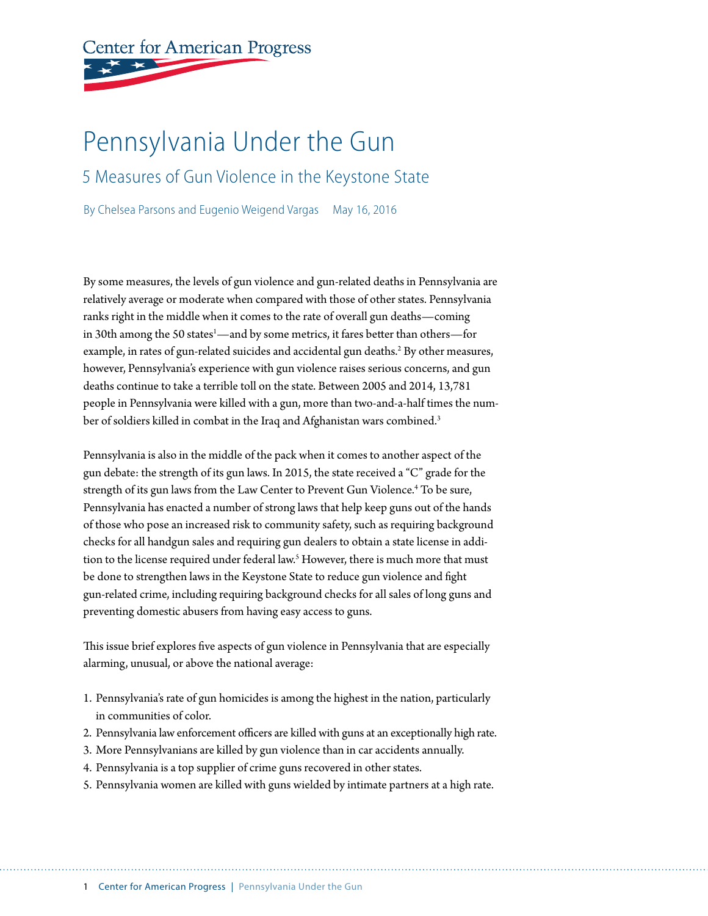Center for American Progress

# Pennsylvania Under the Gun

## 5 Measures of Gun Violence in the Keystone State

By Chelsea Parsons and Eugenio Weigend Vargas May 16, 2016

By some measures, the levels of gun violence and gun-related deaths in Pennsylvania are relatively average or moderate when compared with those of other states. Pennsylvania ranks right in the middle when it comes to the rate of overall gun deaths—coming in 30th among the 50 states[1]—and by some metrics, it fares better than others—for example, in rates of gun-related suicides and accidental gun deaths.[2] By other measures, however, Pennsylvania's experience with gun violence raises serious concerns, and gun deaths continue to take a terrible toll on the state. Between 2005 and 2014, 13,781 people in Pennsylvania were killed with a gun, more than two-and-a-half times the number of soldiers killed in combat in the Iraq and Afghanistan wars combined.[3]

Pennsylvania is also in the middle of the pack when it comes to another aspect of the gun debate: the strength of its gun laws. In 2015, the state received a "C" grade for the strength of its gun laws from the Law Center to Prevent Gun Violence.[4] To be sure, Pennsylvania has enacted a number of strong laws that help keep guns out of the hands of those who pose an increased risk to community safety, such as requiring background checks for all handgun sales and requiring gun dealers to obtain a state license in addition to the license required under federal law.[5] However, there is much more that must be done to strengthen laws in the Keystone State to reduce gun violence and fight gun-related crime, including requiring background checks for all sales of long guns and preventing domestic abusers from having easy access to guns.

This issue brief explores five aspects of gun violence in Pennsylvania that are especially alarming, unusual, or above the national average:

1. Pennsylvania's rate of gun homicides is among the highest in the nation, particularly in communities of color.
2. Pennsylvania law enforcement officers are killed with guns at an exceptionally high rate.
3. More Pennsylvanians are killed by gun violence than in car accidents annually.
4. Pennsylvania is a top supplier of crime guns recovered in other states.
5. Pennsylvania women are killed with guns wielded by intimate partners at a high rate.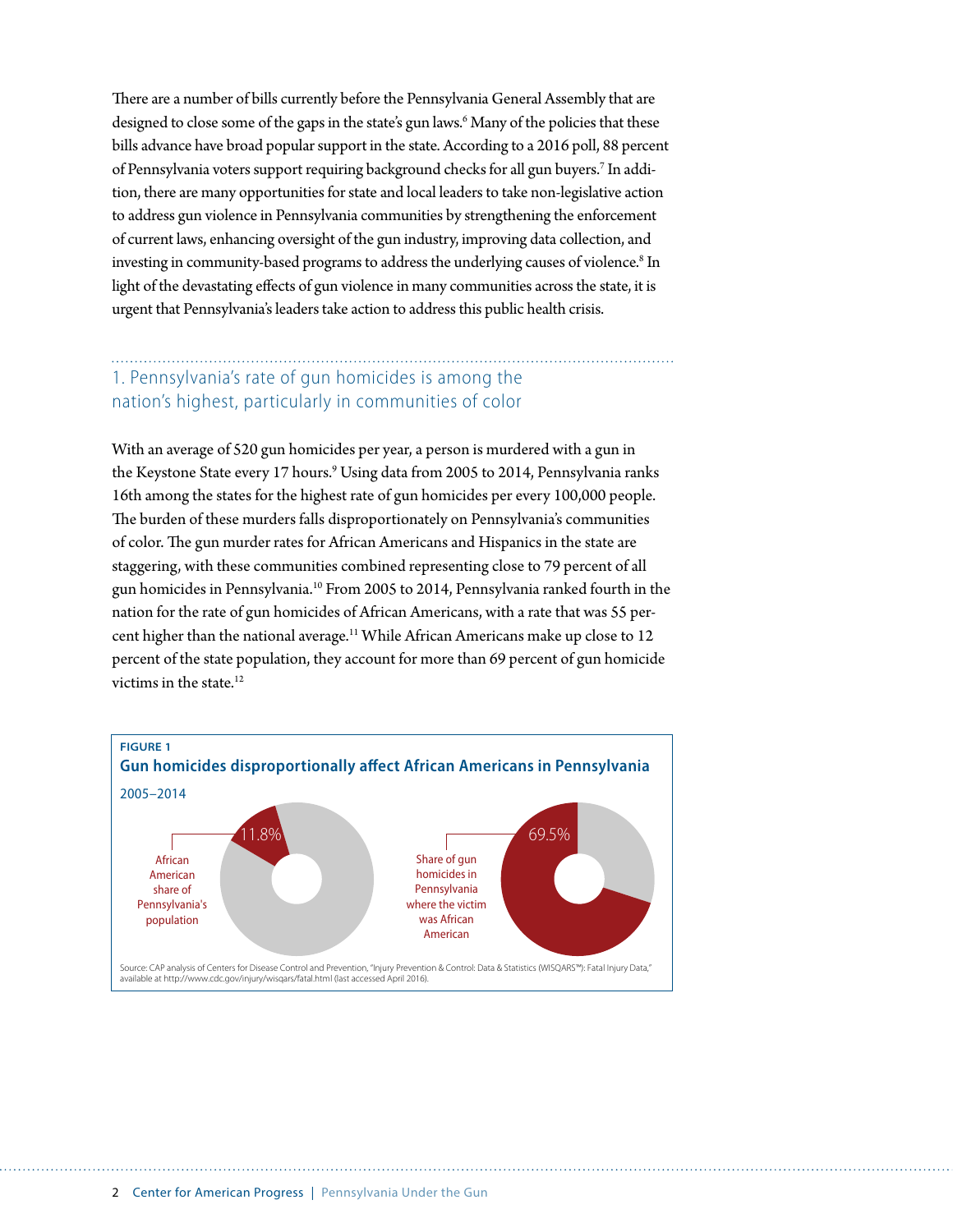There are a number of bills currently before the Pennsylvania General Assembly that are designed to close some of the gaps in the state's gun laws.[6] Many of the policies that these bills advance have broad popular support in the state. According to a 2016 poll, 88 percent of Pennsylvania voters support requiring background checks for all gun buyers.[7] In addition, there are many opportunities for state and local leaders to take non-legislative action to address gun violence in Pennsylvania communities by strengthening the enforcement of current laws, enhancing oversight of the gun industry, improving data collection, and investing in community-based programs to address the underlying causes of violence.[8] In light of the devastating effects of gun violence in many communities across the state, it is urgent that Pennsylvania's leaders take action to address this public health crisis.

## 1. Pennsylvania's rate of gun homicides is among the nation's highest, particularly in communities of color

With an average of 520 gun homicides per year, a person is murdered with a gun in the Keystone State every 17 hours.[9] Using data from 2005 to 2014, Pennsylvania ranks 16th among the states for the highest rate of gun homicides per every 100,000 people. The burden of these murders falls disproportionately on Pennsylvania's communities of color. The gun murder rates for African Americans and Hispanics in the state are staggering, with these communities combined representing close to 79 percent of all gun homicides in Pennsylvania.[10] From 2005 to 2014, Pennsylvania ranked fourth in the nation for the rate of gun homicides of African Americans, with a rate that was 55 percent higher than the national average.[11] While African Americans make up close to 12 percent of the state population, they account for more than 69 percent of gun homicide victims in the state.[12]

**FIGURE 1**

**Gun homicides disproportionally affect African Americans in Pennsylvania**

2005–2014

| | Percent |
|---|---|
| African American share of Pennsylvania's population | 11.8% |
| Share of gun homicides in Pennsylvania where the victim was African American | 69.5% |

Source: CAP analysis of Centers for Disease Control and Prevention, "Injury Prevention & Control: Data & Statistics (WISQARS™): Fatal Injury Data," available at http://www.cdc.gov/injury/wisqars/fatal.html (last accessed April 2016).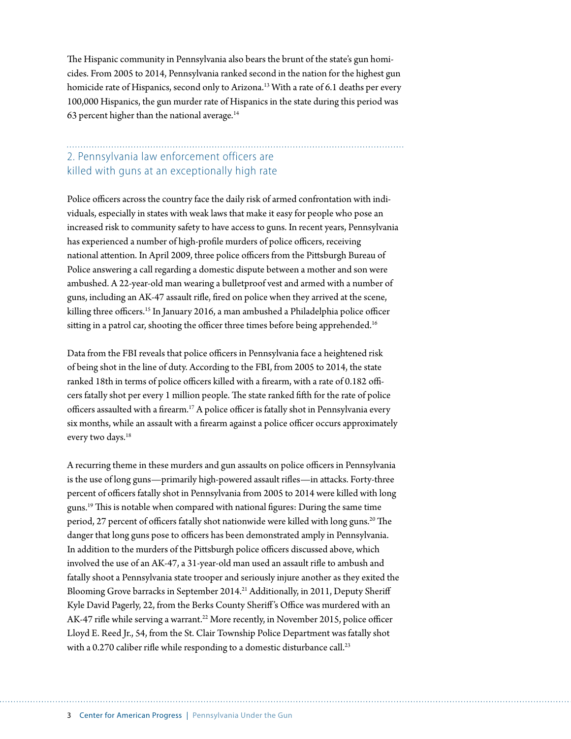The Hispanic community in Pennsylvania also bears the brunt of the state's gun homicides. From 2005 to 2014, Pennsylvania ranked second in the nation for the highest gun homicide rate of Hispanics, second only to Arizona.[13] With a rate of 6.1 deaths per every 100,000 Hispanics, the gun murder rate of Hispanics in the state during this period was 63 percent higher than the national average.[14]

## 2. Pennsylvania law enforcement officers are killed with guns at an exceptionally high rate

Police officers across the country face the daily risk of armed confrontation with individuals, especially in states with weak laws that make it easy for people who pose an increased risk to community safety to have access to guns. In recent years, Pennsylvania has experienced a number of high-profile murders of police officers, receiving national attention. In April 2009, three police officers from the Pittsburgh Bureau of Police answering a call regarding a domestic dispute between a mother and son were ambushed. A 22-year-old man wearing a bulletproof vest and armed with a number of guns, including an AK-47 assault rifle, fired on police when they arrived at the scene, killing three officers.[15] In January 2016, a man ambushed a Philadelphia police officer sitting in a patrol car, shooting the officer three times before being apprehended.[16]

Data from the FBI reveals that police officers in Pennsylvania face a heightened risk of being shot in the line of duty. According to the FBI, from 2005 to 2014, the state ranked 18th in terms of police officers killed with a firearm, with a rate of 0.182 officers fatally shot per every 1 million people. The state ranked fifth for the rate of police officers assaulted with a firearm.[17] A police officer is fatally shot in Pennsylvania every six months, while an assault with a firearm against a police officer occurs approximately every two days.[18]

A recurring theme in these murders and gun assaults on police officers in Pennsylvania is the use of long guns—primarily high-powered assault rifles—in attacks. Forty-three percent of officers fatally shot in Pennsylvania from 2005 to 2014 were killed with long guns.[19] This is notable when compared with national figures: During the same time period, 27 percent of officers fatally shot nationwide were killed with long guns.[20] The danger that long guns pose to officers has been demonstrated amply in Pennsylvania. In addition to the murders of the Pittsburgh police officers discussed above, which involved the use of an AK-47, a 31-year-old man used an assault rifle to ambush and fatally shoot a Pennsylvania state trooper and seriously injure another as they exited the Blooming Grove barracks in September 2014.[21] Additionally, in 2011, Deputy Sheriff Kyle David Pagerly, 22, from the Berks County Sheriff's Office was murdered with an AK-47 rifle while serving a warrant.[22] More recently, in November 2015, police officer Lloyd E. Reed Jr., 54, from the St. Clair Township Police Department was fatally shot with a 0.270 caliber rifle while responding to a domestic disturbance call.[23]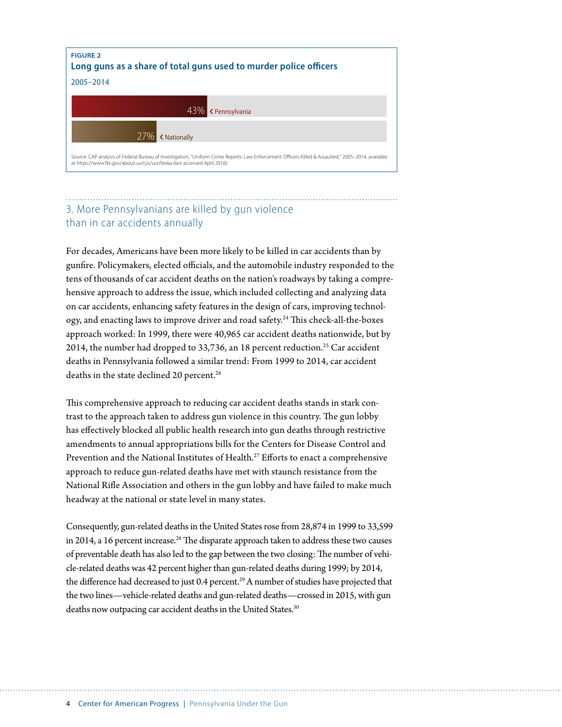**FIGURE 2**

**Long guns as a share of total guns used to murder police officers**

2005–2014

| | |
|---|---|
| Pennsylvania | 43% |
| Nationally | 27% |

Source: CAP analysis of Federal Bureau of Investigation, "Uniform Crime Reports: Law Enforcement Officers Killed & Assaulted," 2005–2014, available at https://www.fbi.gov/about-us/cjis/ucr/leoka (last accessed April 2016).

## 3. More Pennsylvanians are killed by gun violence than in car accidents annually

For decades, Americans have been more likely to be killed in car accidents than by gunfire. Policymakers, elected officials, and the automobile industry responded to the tens of thousands of car accident deaths on the nation's roadways by taking a comprehensive approach to address the issue, which included collecting and analyzing data on car accidents, enhancing safety features in the design of cars, improving technology, and enacting laws to improve driver and road safety.[24] This check-all-the-boxes approach worked: In 1999, there were 40,965 car accident deaths nationwide, but by 2014, the number had dropped to 33,736, an 18 percent reduction.[25] Car accident deaths in Pennsylvania followed a similar trend: From 1999 to 2014, car accident deaths in the state declined 20 percent.[26]

This comprehensive approach to reducing car accident deaths stands in stark contrast to the approach taken to address gun violence in this country. The gun lobby has effectively blocked all public health research into gun deaths through restrictive amendments to annual appropriations bills for the Centers for Disease Control and Prevention and the National Institutes of Health.[27] Efforts to enact a comprehensive approach to reduce gun-related deaths have met with staunch resistance from the National Rifle Association and others in the gun lobby and have failed to make much headway at the national or state level in many states.

Consequently, gun-related deaths in the United States rose from 28,874 in 1999 to 33,599 in 2014, a 16 percent increase.[28] The disparate approach taken to address these two causes of preventable death has also led to the gap between the two closing: The number of vehicle-related deaths was 42 percent higher than gun-related deaths during 1999; by 2014, the difference had decreased to just 0.4 percent.[29] A number of studies have projected that the two lines—vehicle-related deaths and gun-related deaths—crossed in 2015, with gun deaths now outpacing car accident deaths in the United States.[30]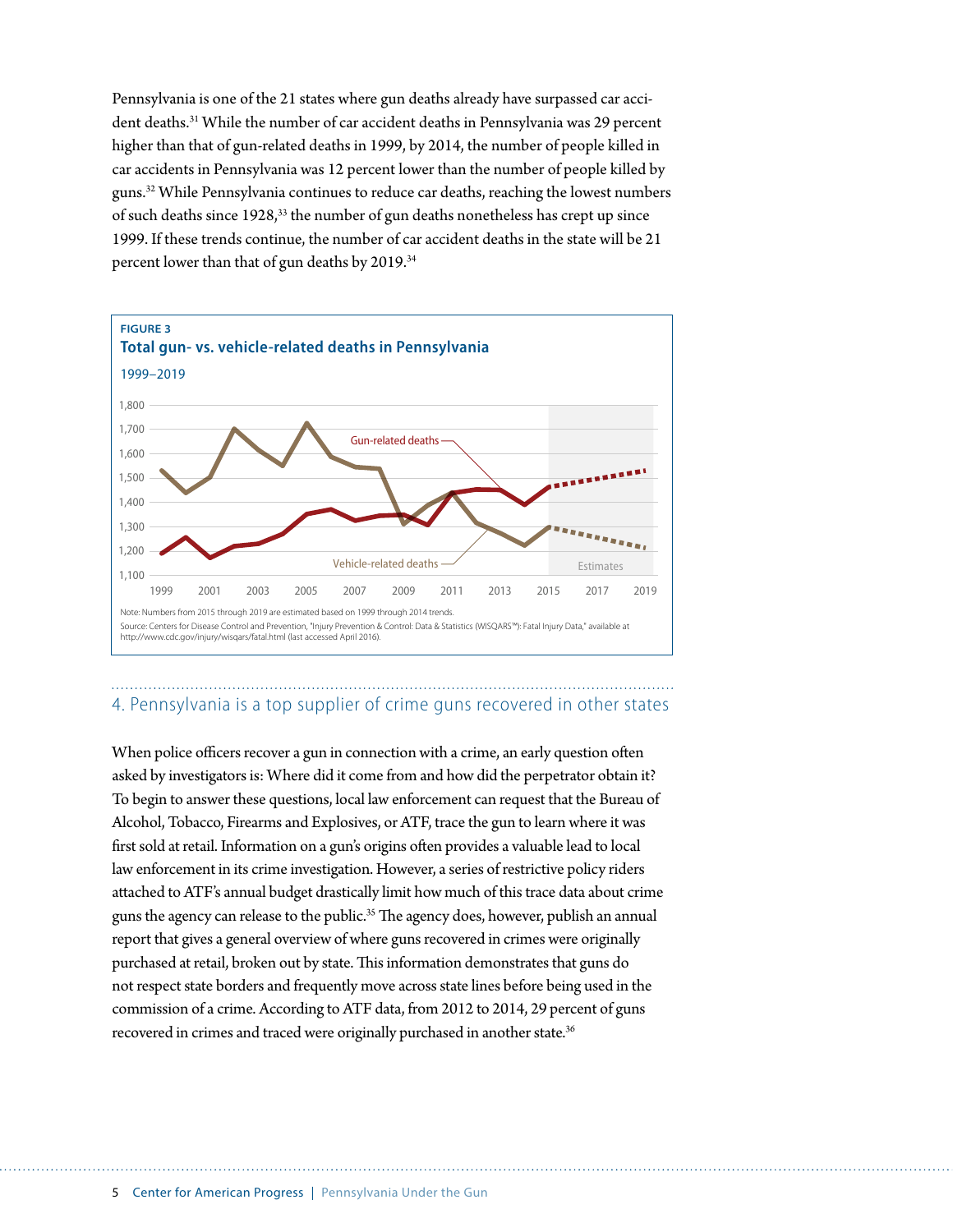Pennsylvania is one of the 21 states where gun deaths already have surpassed car accident deaths.[31] While the number of car accident deaths in Pennsylvania was 29 percent higher than that of gun-related deaths in 1999, by 2014, the number of people killed in car accidents in Pennsylvania was 12 percent lower than the number of people killed by guns.[32] While Pennsylvania continues to reduce car deaths, reaching the lowest numbers of such deaths since 1928,[33] the number of gun deaths nonetheless has crept up since 1999. If these trends continue, the number of car accident deaths in the state will be 21 percent lower than that of gun deaths by 2019.[34]

**FIGURE 3**

**Total gun- vs. vehicle-related deaths in Pennsylvania**

1999–2019

Note: Numbers from 2015 through 2019 are estimated based on 1999 through 2014 trends.

Source: Centers for Disease Control and Prevention, "Injury Prevention & Control: Data & Statistics (WISQARS™): Fatal Injury Data," available at http://www.cdc.gov/injury/wisqars/fatal.html (last accessed April 2016).

## 4. Pennsylvania is a top supplier of crime guns recovered in other states

When police officers recover a gun in connection with a crime, an early question often asked by investigators is: Where did it come from and how did the perpetrator obtain it? To begin to answer these questions, local law enforcement can request that the Bureau of Alcohol, Tobacco, Firearms and Explosives, or ATF, trace the gun to learn where it was first sold at retail. Information on a gun's origins often provides a valuable lead to local law enforcement in its crime investigation. However, a series of restrictive policy riders attached to ATF's annual budget drastically limit how much of this trace data about crime guns the agency can release to the public.[35] The agency does, however, publish an annual report that gives a general overview of where guns recovered in crimes were originally purchased at retail, broken out by state. This information demonstrates that guns do not respect state borders and frequently move across state lines before being used in the commission of a crime. According to ATF data, from 2012 to 2014, 29 percent of guns recovered in crimes and traced were originally purchased in another state.[36]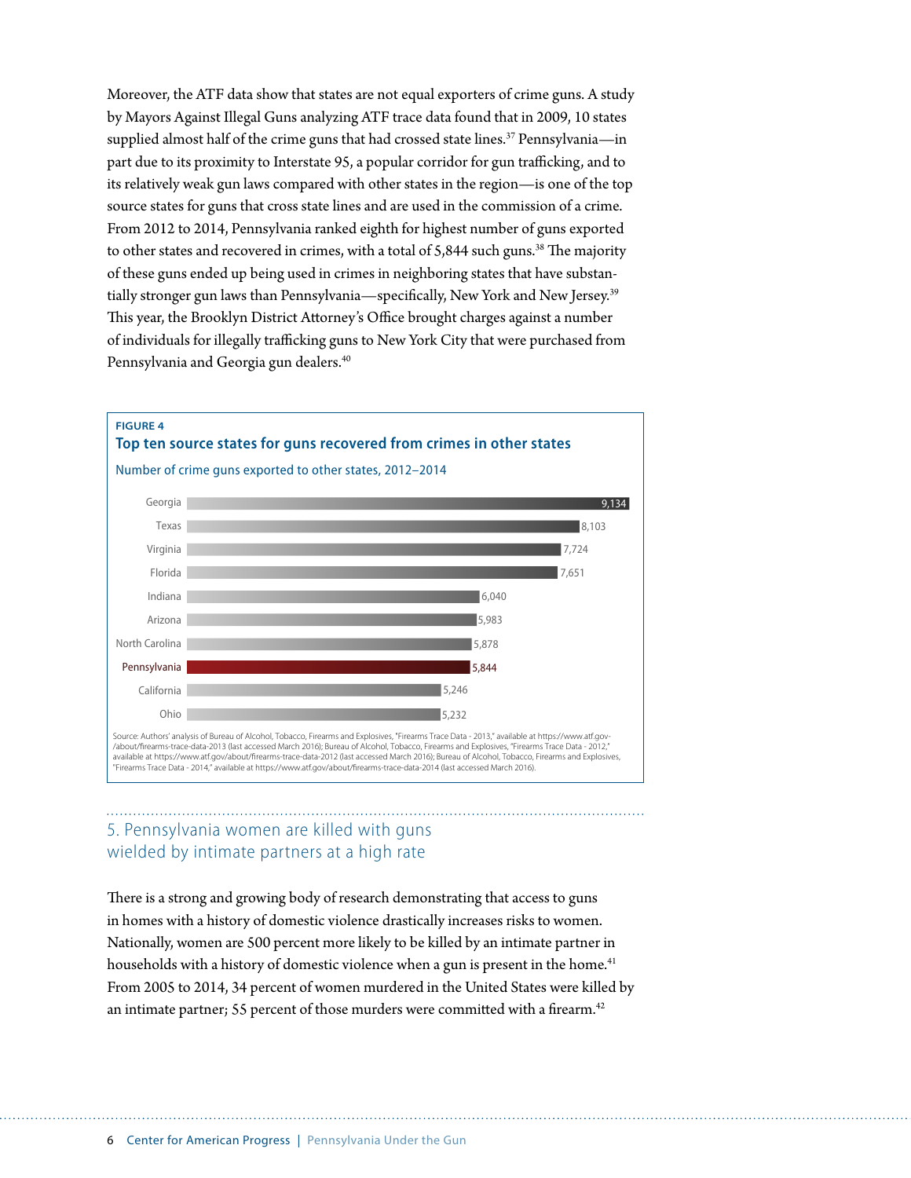Moreover, the ATF data show that states are not equal exporters of crime guns. A study by Mayors Against Illegal Guns analyzing ATF trace data found that in 2009, 10 states supplied almost half of the crime guns that had crossed state lines.[37] Pennsylvania—in part due to its proximity to Interstate 95, a popular corridor for gun trafficking, and to its relatively weak gun laws compared with other states in the region—is one of the top source states for guns that cross state lines and are used in the commission of a crime. From 2012 to 2014, Pennsylvania ranked eighth for highest number of guns exported to other states and recovered in crimes, with a total of 5,844 such guns.[38] The majority of these guns ended up being used in crimes in neighboring states that have substantially stronger gun laws than Pennsylvania—specifically, New York and New Jersey.[39] This year, the Brooklyn District Attorney's Office brought charges against a number of individuals for illegally trafficking guns to New York City that were purchased from Pennsylvania and Georgia gun dealers.[40]

**FIGURE 4**

**Top ten source states for guns recovered from crimes in other states**

Number of crime guns exported to other states, 2012–2014

| State | Number of crime guns |
|---|---|
| Georgia | 9,134 |
| Texas | 8,103 |
| Virginia | 7,724 |
| Florida | 7,651 |
| Indiana | 6,040 |
| Arizona | 5,983 |
| North Carolina | 5,878 |
| Pennsylvania | 5,844 |
| California | 5,246 |
| Ohio | 5,232 |

Source: Authors' analysis of Bureau of Alcohol, Tobacco, Firearms and Explosives, "Firearms Trace Data - 2013," available at https://www.atf.gov-/about/firearms-trace-data-2013 (last accessed March 2016); Bureau of Alcohol, Tobacco, Firearms and Explosives, "Firearms Trace Data - 2012," available at https://www.atf.gov/about/firearms-trace-data-2012 (last accessed March 2016); Bureau of Alcohol, Tobacco, Firearms and Explosives, "Firearms Trace Data - 2014," available at https://www.atf.gov/about/firearms-trace-data-2014 (last accessed March 2016).

## 5. Pennsylvania women are killed with guns wielded by intimate partners at a high rate

There is a strong and growing body of research demonstrating that access to guns in homes with a history of domestic violence drastically increases risks to women. Nationally, women are 500 percent more likely to be killed by an intimate partner in households with a history of domestic violence when a gun is present in the home.[41] From 2005 to 2014, 34 percent of women murdered in the United States were killed by an intimate partner; 55 percent of those murders were committed with a firearm.[42]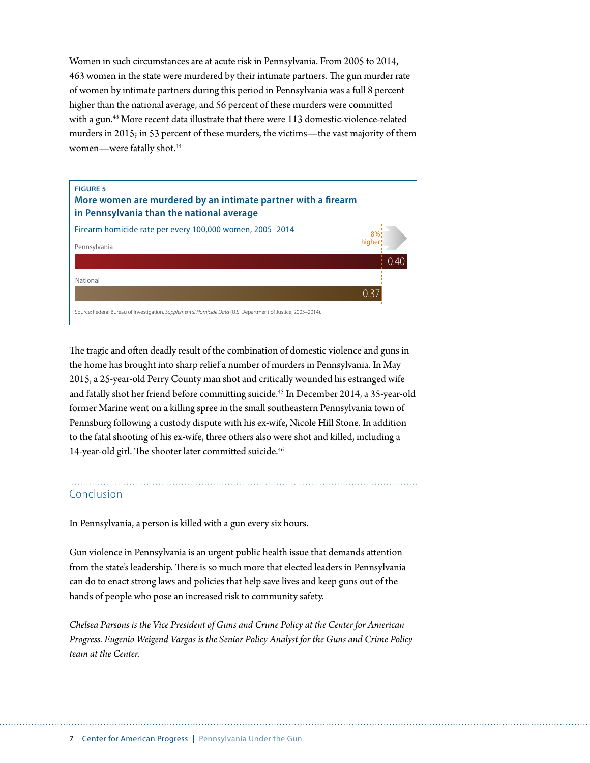Women in such circumstances are at acute risk in Pennsylvania. From 2005 to 2014, 463 women in the state were murdered by their intimate partners. The gun murder rate of women by intimate partners during this period in Pennsylvania was a full 8 percent higher than the national average, and 56 percent of these murders were committed with a gun.[43] More recent data illustrate that there were 113 domestic-violence-related murders in 2015; in 53 percent of these murders, the victims—the vast majority of them women—were fatally shot.[44]

**FIGURE 5**

**More women are murdered by an intimate partner with a firearm in Pennsylvania than the national average**

Firearm homicide rate per every 100,000 women, 2005–2014

| | Rate |
|---|---|
| Pennsylvania | 0.40 |
| National | 0.37 |

8% higher

Source: Federal Bureau of Investigation, *Supplemental Homicide Data* (U.S. Department of Justice, 2005–2014).

The tragic and often deadly result of the combination of domestic violence and guns in the home has brought into sharp relief a number of murders in Pennsylvania. In May 2015, a 25-year-old Perry County man shot and critically wounded his estranged wife and fatally shot her friend before committing suicide.[45] In December 2014, a 35-year-old former Marine went on a killing spree in the small southeastern Pennsylvania town of Pennsburg following a custody dispute with his ex-wife, Nicole Hill Stone. In addition to the fatal shooting of his ex-wife, three others also were shot and killed, including a 14-year-old girl. The shooter later committed suicide.[46]

## Conclusion

In Pennsylvania, a person is killed with a gun every six hours.

Gun violence in Pennsylvania is an urgent public health issue that demands attention from the state's leadership. There is so much more that elected leaders in Pennsylvania can do to enact strong laws and policies that help save lives and keep guns out of the hands of people who pose an increased risk to community safety.

*Chelsea Parsons is the Vice President of Guns and Crime Policy at the Center for American Progress. Eugenio Weigend Vargas is the Senior Policy Analyst for the Guns and Crime Policy team at the Center.*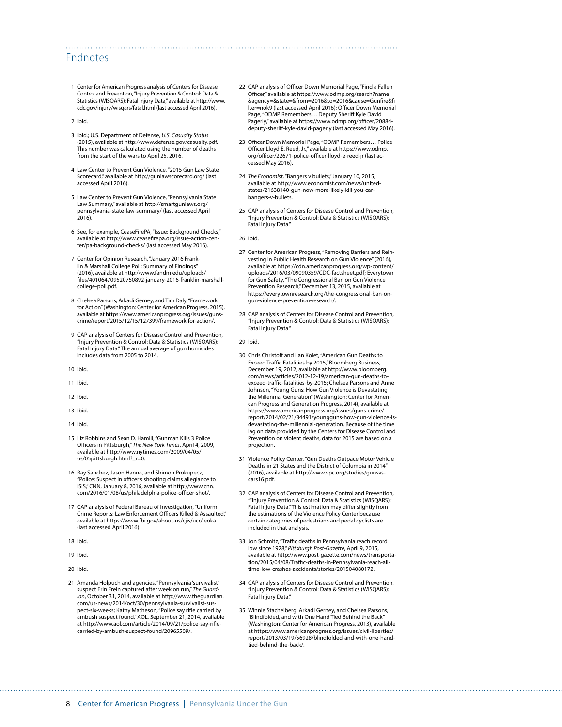## Endnotes

1. Center for American Progress analysis of Centers for Disease Control and Prevention, "Injury Prevention & Control: Data & Statistics (WISQARS): Fatal Injury Data," available at http://www.cdc.gov/injury/wisqars/fatal.html (last accessed April 2016).

2. Ibid.

3. Ibid.; U.S. Department of Defense, *U.S. Casualty Status* (2015), available at http://www.defense.gov/casualty.pdf. This number was calculated using the number of deaths from the start of the wars to April 25, 2016.

4. Law Center to Prevent Gun Violence, "2015 Gun Law State Scorecard," available at http://gunlawscorecard.org/ (last accessed April 2016).

5. Law Center to Prevent Gun Violence, "Pennsylvania State Law Summary," available at http://smartgunlaws.org/pennsylvania-state-law-summary/ (last accessed April 2016).

6. See, for example, CeaseFirePA, "Issue: Background Checks," available at http://www.ceasefirepa.org/issue-action-center/pa-background-checks/ (last accessed May 2016).

7. Center for Opinion Research, "January 2016 Franklin & Marshall College Poll: Summary of Findings" (2016), available at http://www.fandm.edu/uploads/files/401064709520750892-january-2016-franklin-marshall-college-poll.pdf.

8. Chelsea Parsons, Arkadi Gerney, and Tim Daly, "Framework for Action" (Washington: Center for American Progress, 2015), available at https://www.americanprogress.org/issues/guns-crime/report/2015/12/15/127399/framework-for-action/.

9. CAP analysis of Centers for Disease Control and Prevention, "Injury Prevention & Control: Data & Statistics (WISQARS): Fatal Injury Data." The annual average of gun homicides includes data from 2005 to 2014.

10. Ibid.

11. Ibid.

12. Ibid.

13. Ibid.

14. Ibid.

15. Liz Robbins and Sean D. Hamill, "Gunman Kills 3 Police Officers in Pittsburgh," *The New York Times*, April 4, 2009, available at http://www.nytimes.com/2009/04/05/us/05pittsburgh.html?_r=0.

16. Ray Sanchez, Jason Hanna, and Shimon Prokupecz, "Police: Suspect in officer's shooting claims allegiance to ISIS," CNN, January 8, 2016, available at http://www.cnn.com/2016/01/08/us/philadelphia-police-officer-shot/.

17. CAP analysis of Federal Bureau of Investigation, "Uniform Crime Reports: Law Enforcement Officers Killed & Assaulted," available at https://www.fbi.gov/about-us/cjis/ucr/leoka (last accessed April 2016).

18. Ibid.

19. Ibid.

20. Ibid.

21. Amanda Holpuch and agencies, "Pennsylvania 'survivalist' suspect Erin Frein captured after week on run," *The Guardian*, October 31, 2014, available at http://www.theguardian.com/us-news/2014/oct/30/pennsylvania-survivalist-suspect-six-weeks; Kathy Matheson, "Police say rifle carried by ambush suspect found," AOL, September 21, 2014, available at http://www.aol.com/article/2014/09/21/police-say-rifle-carried-by-ambush-suspect-found/20965509/.

22. CAP analysis of Officer Down Memorial Page, "Find a Fallen Officer," available at https://www.odmp.org/search?name=&agency=&state=&from=2016&to=2016&cause=Gunfire&filter=nok9 (last accessed April 2016); Officer Down Memorial Page, "ODMP Remembers… Deputy Sheriff Kyle David Pagerly," available at https://www.odmp.org/officer/20884-deputy-sheriff-kyle-david-pagerly (last accessed May 2016).

23. Officer Down Memorial Page, "ODMP Remembers… Police Officer Lloyd E. Reed, Jr.," available at https://www.odmp.org/officer/22671-police-officer-lloyd-e-reed-jr (last accessed May 2016).

24. *The Economist*, "Bangers v bullets," January 10, 2015, available at http://www.economist.com/news/united-states/21638140-gun-now-more-likely-kill-you-car-bangers-v-bullets.

25. CAP analysis of Centers for Disease Control and Prevention, "Injury Prevention & Control: Data & Statistics (WISQARS): Fatal Injury Data."

26. Ibid.

27. Center for American Progress, "Removing Barriers and Reinvesting in Public Health Research on Gun Violence" (2016), available at https://cdn.americanprogress.org/wp-content/uploads/2016/03/09090359/CDC-factsheet.pdf; Everytown for Gun Safety, "The Congressional Ban on Gun Violence Prevention Research," December 13, 2015, available at https://everytownresearch.org/the-congressional-ban-on-gun-violence-prevention-research/.

28. CAP analysis of Centers for Disease Control and Prevention, "Injury Prevention & Control: Data & Statistics (WISQARS): Fatal Injury Data."

29. Ibid.

30. Chris Christoff and Ilan Kolet, "American Gun Deaths to Exceed Traffic Fatalities by 2015," Bloomberg Business, December 19, 2012, available at http://www.bloomberg.com/news/articles/2012-12-19/american-gun-deaths-to-exceed-traffic-fatalities-by-2015; Chelsea Parsons and Anne Johnson, "Young Guns: How Gun Violence is Devastating the Millennial Generation" (Washington: Center for American Progress and Generation Progress, 2014), available at https://www.americanprogress.org/issues/guns-crime/report/2014/02/21/84491/younguns-how-gun-violence-is-devastating-the-millennial-generation. Because of the time lag on data provided by the Centers for Disease Control and Prevention on violent deaths, data for 2015 are based on a projection.

31. Violence Policy Center, "Gun Deaths Outpace Motor Vehicle Deaths in 21 States and the District of Columbia in 2014" (2016), available at http://www.vpc.org/studies/gunsvscars16.pdf.

32. CAP analysis of Centers for Disease Control and Prevention, ""Injury Prevention & Control: Data & Statistics (WISQARS): Fatal Injury Data." This estimation may differ slightly from the estimations of the Violence Policy Center because certain categories of pedestrians and pedal cyclists are included in that analysis.

33. Jon Schmitz, "Traffic deaths in Pennsylvania reach record low since 1928," *Pittsburgh Post-Gazette*, April 9, 2015, available at http://www.post-gazette.com/news/transportation/2015/04/08/Traffic-deaths-in-Pennsylvania-reach-all-time-low-crashes-accidents/stories/201504080172.

34. CAP analysis of Centers for Disease Control and Prevention, "Injury Prevention & Control: Data & Statistics (WISQARS): Fatal Injury Data."

35. Winnie Stachelberg, Arkadi Gerney, and Chelsea Parsons, "Blindfolded, and with One Hand Tied Behind the Back" (Washington: Center for American Progress, 2013), available at https://www.americanprogress.org/issues/civil-liberties/report/2013/03/19/56928/blindfolded-and-with-one-hand-tied-behind-the-back/.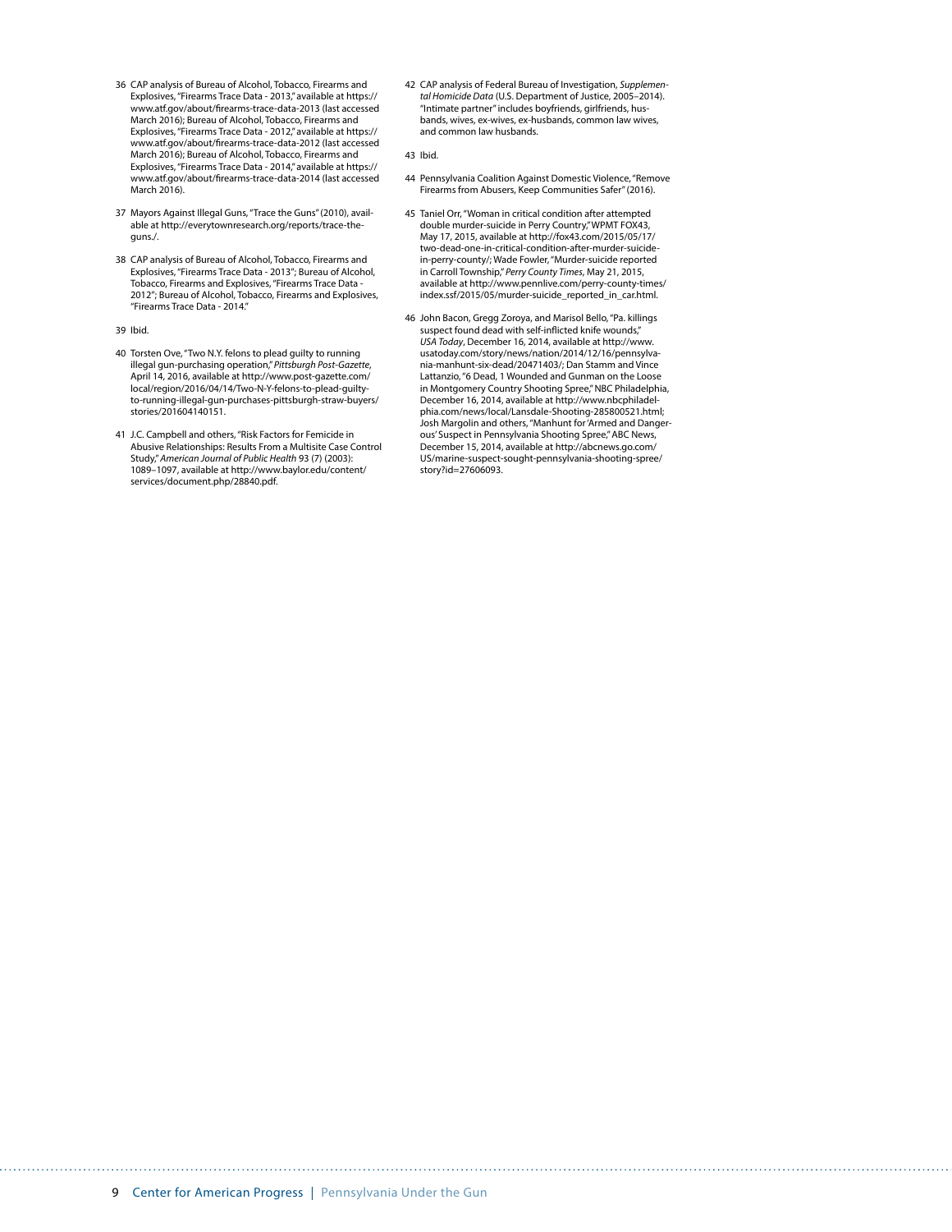36 CAP analysis of Bureau of Alcohol, Tobacco, Firearms and Explosives, "Firearms Trace Data - 2013," available at https://www.atf.gov/about/firearms-trace-data-2013 (last accessed March 2016); Bureau of Alcohol, Tobacco, Firearms and Explosives, "Firearms Trace Data - 2012," available at https://www.atf.gov/about/firearms-trace-data-2012 (last accessed March 2016); Bureau of Alcohol, Tobacco, Firearms and Explosives, "Firearms Trace Data - 2014," available at https://www.atf.gov/about/firearms-trace-data-2014 (last accessed March 2016).

37 Mayors Against Illegal Guns, "Trace the Guns" (2010), available at http://everytownresearch.org/reports/trace-the-guns./.

38 CAP analysis of Bureau of Alcohol, Tobacco, Firearms and Explosives, "Firearms Trace Data - 2013"; Bureau of Alcohol, Tobacco, Firearms and Explosives, "Firearms Trace Data - 2012"; Bureau of Alcohol, Tobacco, Firearms and Explosives, "Firearms Trace Data - 2014."

39 Ibid.

40 Torsten Ove, "Two N.Y. felons to plead guilty to running illegal gun-purchasing operation," *Pittsburgh Post-Gazette*, April 14, 2016, available at http://www.post-gazette.com/local/region/2016/04/14/Two-N-Y-felons-to-plead-guilty-to-running-illegal-gun-purchases-pittsburgh-straw-buyers/stories/201604140151.

41 J.C. Campbell and others, "Risk Factors for Femicide in Abusive Relationships: Results From a Multisite Case Control Study," *American Journal of Public Health* 93 (7) (2003): 1089–1097, available at http://www.baylor.edu/content/services/document.php/28840.pdf.

42 CAP analysis of Federal Bureau of Investigation, *Supplemental Homicide Data* (U.S. Department of Justice, 2005–2014). "Intimate partner" includes boyfriends, girlfriends, husbands, wives, ex-wives, ex-husbands, common law wives, and common law husbands.

43 Ibid.

44 Pennsylvania Coalition Against Domestic Violence, "Remove Firearms from Abusers, Keep Communities Safer" (2016).

45 Taniel Orr, "Woman in critical condition after attempted double murder-suicide in Perry Country," WPMT FOX43, May 17, 2015, available at http://fox43.com/2015/05/17/two-dead-one-in-critical-condition-after-murder-suicide-in-perry-county/; Wade Fowler, "Murder-suicide reported in Carroll Township," *Perry County Times*, May 21, 2015, available at http://www.pennlive.com/perry-county-times/index.ssf/2015/05/murder-suicide_reported_in_car.html.

46 John Bacon, Gregg Zoroya, and Marisol Bello, "Pa. killings suspect found dead with self-inflicted knife wounds," *USA Today*, December 16, 2014, available at http://www.usatoday.com/story/news/nation/2014/12/16/pennsylvania-manhunt-six-dead/20471403/; Dan Stamm and Vince Lattanzio, "6 Dead, 1 Wounded and Gunman on the Loose in Montgomery Country Shooting Spree," NBC Philadelphia, December 16, 2014, available at http://www.nbcphiladelphia.com/news/local/Lansdale-Shooting-285800521.html; Josh Margolin and others, "Manhunt for 'Armed and Dangerous' Suspect in Pennsylvania Shooting Spree," ABC News, December 15, 2014, available at http://abcnews.go.com/US/marine-suspect-sought-pennsylvania-shooting-spree/story?id=27606093.